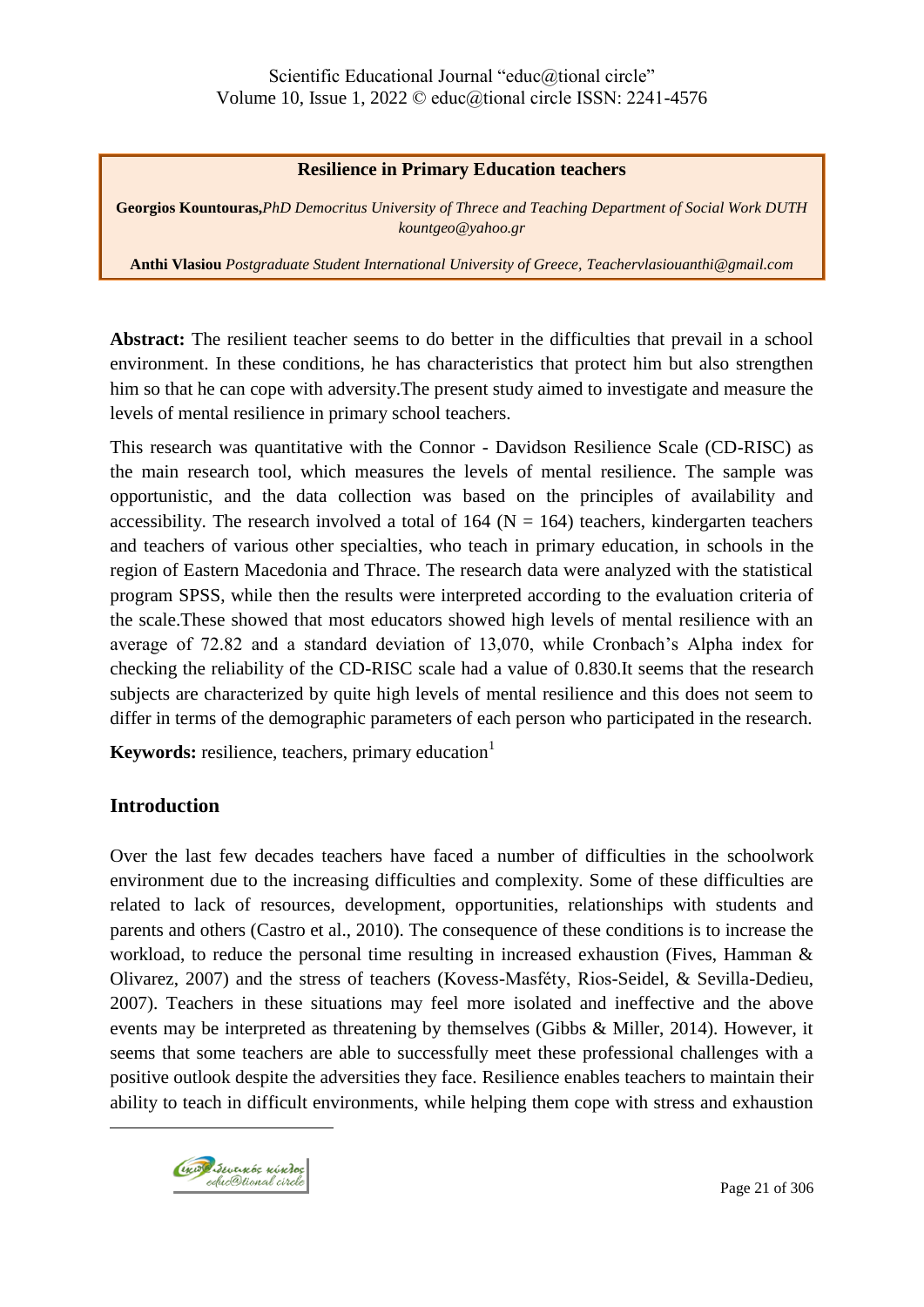## Resilience in Primary Education teachers

**Georgios Kountouras,** *PhD Democritus University of Threce and Teaching Department of Social Work DUTH kountgeo@yahoo.gr*

**Anthi Vlasiou** *Postgraduate Student International University of Greece, Teachervlasiouanthi@gmail.com*

**Abstract:** The resilient teacher seems to do better in the difficulties that prevail in a school environment. In these conditions, he has characteristics that protect him but also strengthen him so that he can cope with adversity.The present study aimed to investigate and measure the levels of mental resilience in primary school teachers.

This research was quantitative with the Connor - Davidson Resilience Scale (CD-RISC) as the main research tool, which measures the levels of mental resilience. The sample was opportunistic, and the data collection was based on the principles of availability and accessibility. The research involved a total of 164 (N = 164) teachers, kindergarten teachers and teachers of various other specialties, who teach in primary education, in schools in the region of Eastern Macedonia and Thrace. The research data were analyzed with the statistical program SPSS, while then the results were interpreted according to the evaluation criteria of the scale.These showed that most educators showed high levels of mental resilience with an average of 72.82 and a standard deviation of 13,070, while Cronbach's Alpha index for checking the reliability of the CD-RISC scale had a value of 0.830.It seems that the research subjects are characterized by quite high levels of mental resilience and this does not seem to differ in terms of the demographic parameters of each person who participated in the research.

**Keywords:** resilience, teachers, primary education[1]

## Introduction

Over the last few decades teachers have faced a number of difficulties in the schoolwork environment due to the increasing difficulties and complexity. Some of these difficulties are related to lack of resources, development, opportunities, relationships with students and parents and others (Castro et al., 2010). The consequence of these conditions is to increase the workload, to reduce the personal time resulting in increased exhaustion (Fives, Hamman & Olivarez, 2007) and the stress of teachers (Kovess-Masféty, Rios-Seidel, & Sevilla-Dedieu, 2007). Teachers in these situations may feel more isolated and ineffective and the above events may be interpreted as threatening by themselves (Gibbs & Miller, 2014). However, it seems that some teachers are able to successfully meet these professional challenges with a positive outlook despite the adversities they face. Resilience enables teachers to maintain their ability to teach in difficult environments, while helping them cope with stress and exhaustion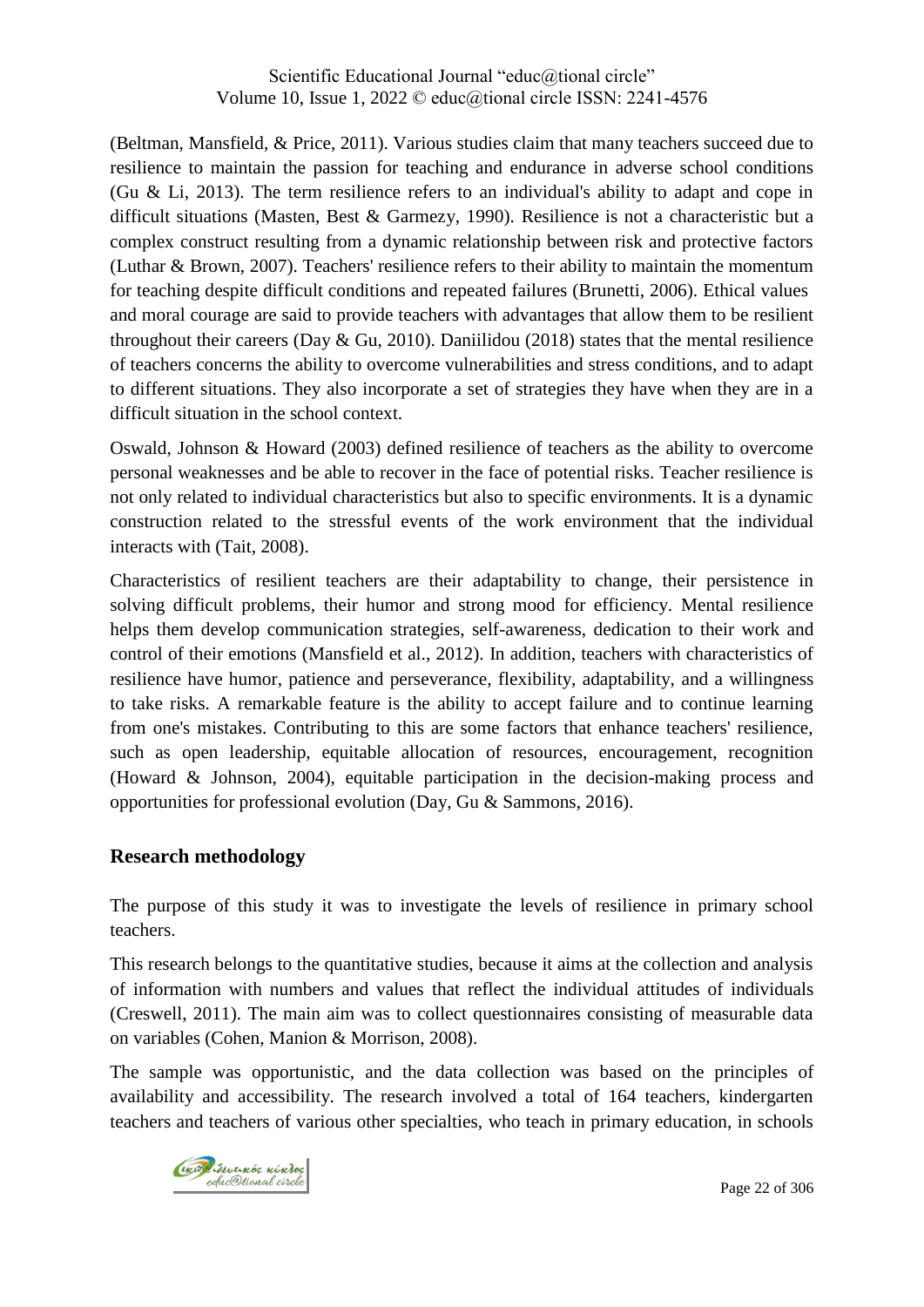(Beltman, Mansfield, & Price, 2011). Various studies claim that many teachers succeed due to resilience to maintain the passion for teaching and endurance in adverse school conditions (Gu & Li, 2013). The term resilience refers to an individual's ability to adapt and cope in difficult situations (Masten, Best & Garmezy, 1990). Resilience is not a characteristic but a complex construct resulting from a dynamic relationship between risk and protective factors (Luthar & Brown, 2007). Teachers' resilience refers to their ability to maintain the momentum for teaching despite difficult conditions and repeated failures (Brunetti, 2006). Ethical values and moral courage are said to provide teachers with advantages that allow them to be resilient throughout their careers (Day & Gu, 2010). Daniilidou (2018) states that the mental resilience of teachers concerns the ability to overcome vulnerabilities and stress conditions, and to adapt to different situations. They also incorporate a set of strategies they have when they are in a difficult situation in the school context.

Oswald, Johnson & Howard (2003) defined resilience of teachers as the ability to overcome personal weaknesses and be able to recover in the face of potential risks. Teacher resilience is not only related to individual characteristics but also to specific environments. It is a dynamic construction related to the stressful events of the work environment that the individual interacts with (Tait, 2008).

Characteristics of resilient teachers are their adaptability to change, their persistence in solving difficult problems, their humor and strong mood for efficiency. Mental resilience helps them develop communication strategies, self-awareness, dedication to their work and control of their emotions (Mansfield et al., 2012). In addition, teachers with characteristics of resilience have humor, patience and perseverance, flexibility, adaptability, and a willingness to take risks. A remarkable feature is the ability to accept failure and to continue learning from one's mistakes. Contributing to this are some factors that enhance teachers' resilience, such as open leadership, equitable allocation of resources, encouragement, recognition (Howard & Johnson, 2004), equitable participation in the decision-making process and opportunities for professional evolution (Day, Gu & Sammons, 2016).

## Research methodology

The purpose of this study it was to investigate the levels of resilience in primary school teachers.

This research belongs to the quantitative studies, because it aims at the collection and analysis of information with numbers and values that reflect the individual attitudes of individuals (Creswell, 2011). The main aim was to collect questionnaires consisting of measurable data on variables (Cohen, Manion & Morrison, 2008).

The sample was opportunistic, and the data collection was based on the principles of availability and accessibility. The research involved a total of 164 teachers, kindergarten teachers and teachers of various other specialties, who teach in primary education, in schools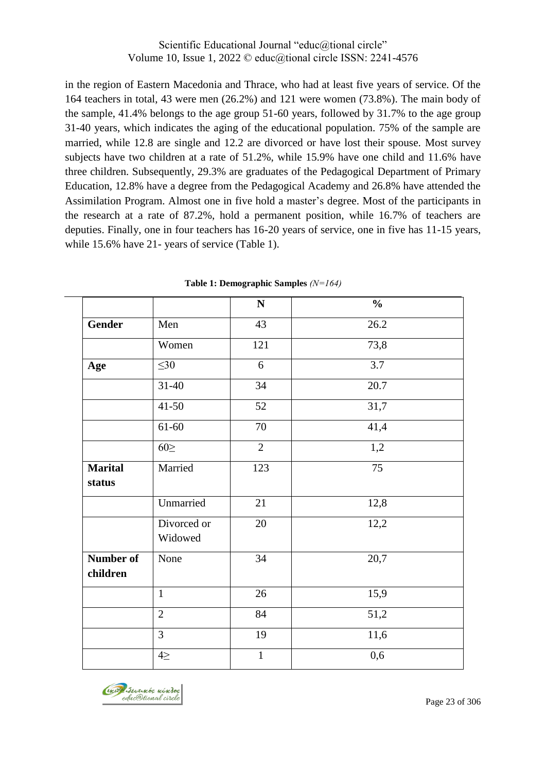in the region of Eastern Macedonia and Thrace, who had at least five years of service. Of the 164 teachers in total, 43 were men (26.2%) and 121 were women (73.8%). The main body of the sample, 41.4% belongs to the age group 51-60 years, followed by 31.7% to the age group 31-40 years, which indicates the aging of the educational population. 75% of the sample are married, while 12.8 are single and 12.2 are divorced or have lost their spouse. Most survey subjects have two children at a rate of 51.2%, while 15.9% have one child and 11.6% have three children. Subsequently, 29.3% are graduates of the Pedagogical Department of Primary Education, 12.8% have a degree from the Pedagogical Academy and 26.8% have attended the Assimilation Program. Almost one in five hold a master's degree. Most of the participants in the research at a rate of 87.2%, hold a permanent position, while 16.7% of teachers are deputies. Finally, one in four teachers has 16-20 years of service, one in five has 11-15 years, while 15.6% have 21- years of service (Table 1).

**Table 1: Demographic Samples** *(N=164)*

| | | N | % |
|---|---|---|---|
| **Gender** | Men | 43 | 26.2 |
| | Women | 121 | 73,8 |
| **Age** | ≤30 | 6 | 3.7 |
| | 31-40 | 34 | 20.7 |
| | 41-50 | 52 | 31,7 |
| | 61-60 | 70 | 41,4 |
| | 60≥ | 2 | 1,2 |
| **Marital status** | Married | 123 | 75 |
| | Unmarried | 21 | 12,8 |
| | Divorced or Widowed | 20 | 12,2 |
| **Number of children** | None | 34 | 20,7 |
| | 1 | 26 | 15,9 |
| | 2 | 84 | 51,2 |
| | 3 | 19 | 11,6 |
| | 4≥ | 1 | 0,6 |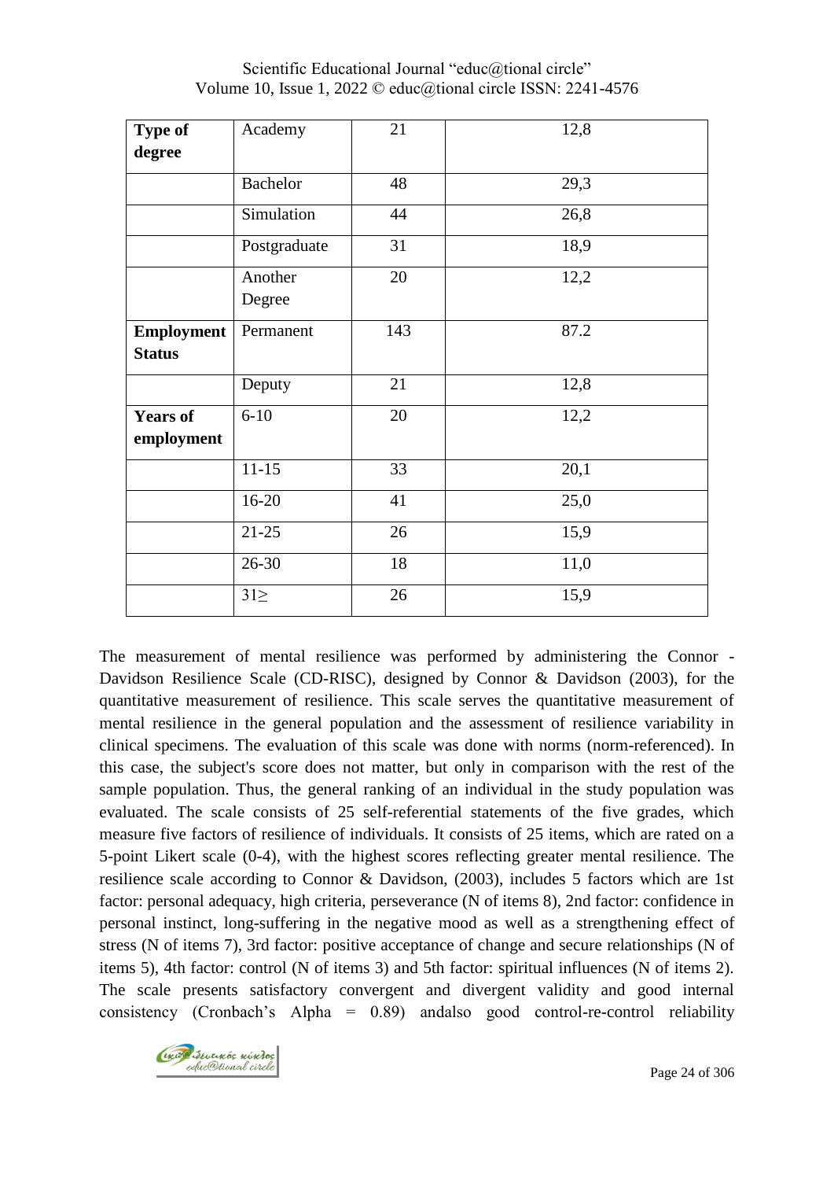| | | | |
|---|---|---|---|
| **Type of degree** | Academy | 21 | 12,8 |
| | Bachelor | 48 | 29,3 |
| | Simulation | 44 | 26,8 |
| | Postgraduate | 31 | 18,9 |
| | Another Degree | 20 | 12,2 |
| **Employment Status** | Permanent | 143 | 87.2 |
| | Deputy | 21 | 12,8 |
| **Years of employment** | 6-10 | 20 | 12,2 |
| | 11-15 | 33 | 20,1 |
| | 16-20 | 41 | 25,0 |
| | 21-25 | 26 | 15,9 |
| | 26-30 | 18 | 11,0 |
| | 31≥ | 26 | 15,9 |

The measurement of mental resilience was performed by administering the Connor - Davidson Resilience Scale (CD-RISC), designed by Connor & Davidson (2003), for the quantitative measurement of resilience. This scale serves the quantitative measurement of mental resilience in the general population and the assessment of resilience variability in clinical specimens. The evaluation of this scale was done with norms (norm-referenced). In this case, the subject's score does not matter, but only in comparison with the rest of the sample population. Thus, the general ranking of an individual in the study population was evaluated. The scale consists of 25 self-referential statements of the five grades, which measure five factors of resilience of individuals. It consists of 25 items, which are rated on a 5-point Likert scale (0-4), with the highest scores reflecting greater mental resilience. The resilience scale according to Connor & Davidson, (2003), includes 5 factors which are 1st factor: personal adequacy, high criteria, perseverance (N of items 8), 2nd factor: confidence in personal instinct, long-suffering in the negative mood as well as a strengthening effect of stress (N of items 7), 3rd factor: positive acceptance of change and secure relationships (N of items 5), 4th factor: control (N of items 3) and 5th factor: spiritual influences (N of items 2). The scale presents satisfactory convergent and divergent validity and good internal consistency (Cronbach's Alpha = 0.89) andalso good control-re-control reliability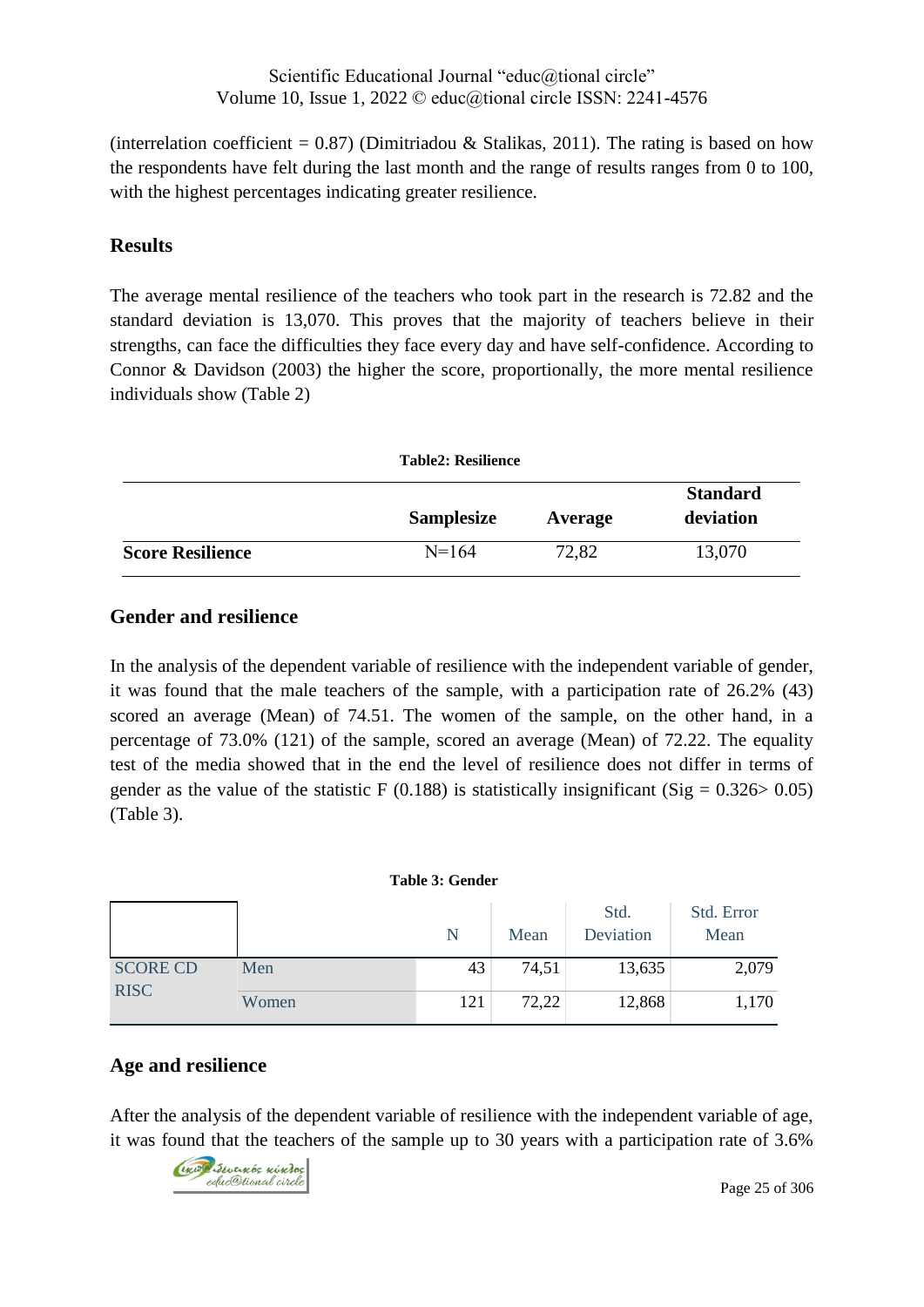(interrelation coefficient = 0.87) (Dimitriadou & Stalikas, 2011). The rating is based on how the respondents have felt during the last month and the range of results ranges from 0 to 100, with the highest percentages indicating greater resilience.

## Results

The average mental resilience of the teachers who took part in the research is 72.82 and the standard deviation is 13,070. This proves that the majority of teachers believe in their strengths, can face the difficulties they face every day and have self-confidence. According to Connor & Davidson (2003) the higher the score, proportionally, the more mental resilience individuals show (Table 2)

**Table2: Resilience**

| | Samplesize | Average | Standard deviation |
|---|---|---|---|
| **Score Resilience** | N=164 | 72,82 | 13,070 |

## Gender and resilience

In the analysis of the dependent variable of resilience with the independent variable of gender, it was found that the male teachers of the sample, with a participation rate of 26.2% (43) scored an average (Mean) of 74.51. The women of the sample, on the other hand, in a percentage of 73.0% (121) of the sample, scored an average (Mean) of 72.22. The equality test of the media showed that in the end the level of resilience does not differ in terms of gender as the value of the statistic F (0.188) is statistically insignificant (Sig = 0.326> 0.05) (Table 3).

**Table 3: Gender**

| | | N | Mean | Std. Deviation | Std. Error Mean |
|---|---|---|---|---|---|
| SCORE CD RISC | Men | 43 | 74,51 | 13,635 | 2,079 |
| | Women | 121 | 72,22 | 12,868 | 1,170 |

## Age and resilience

After the analysis of the dependent variable of resilience with the independent variable of age, it was found that the teachers of the sample up to 30 years with a participation rate of 3.6%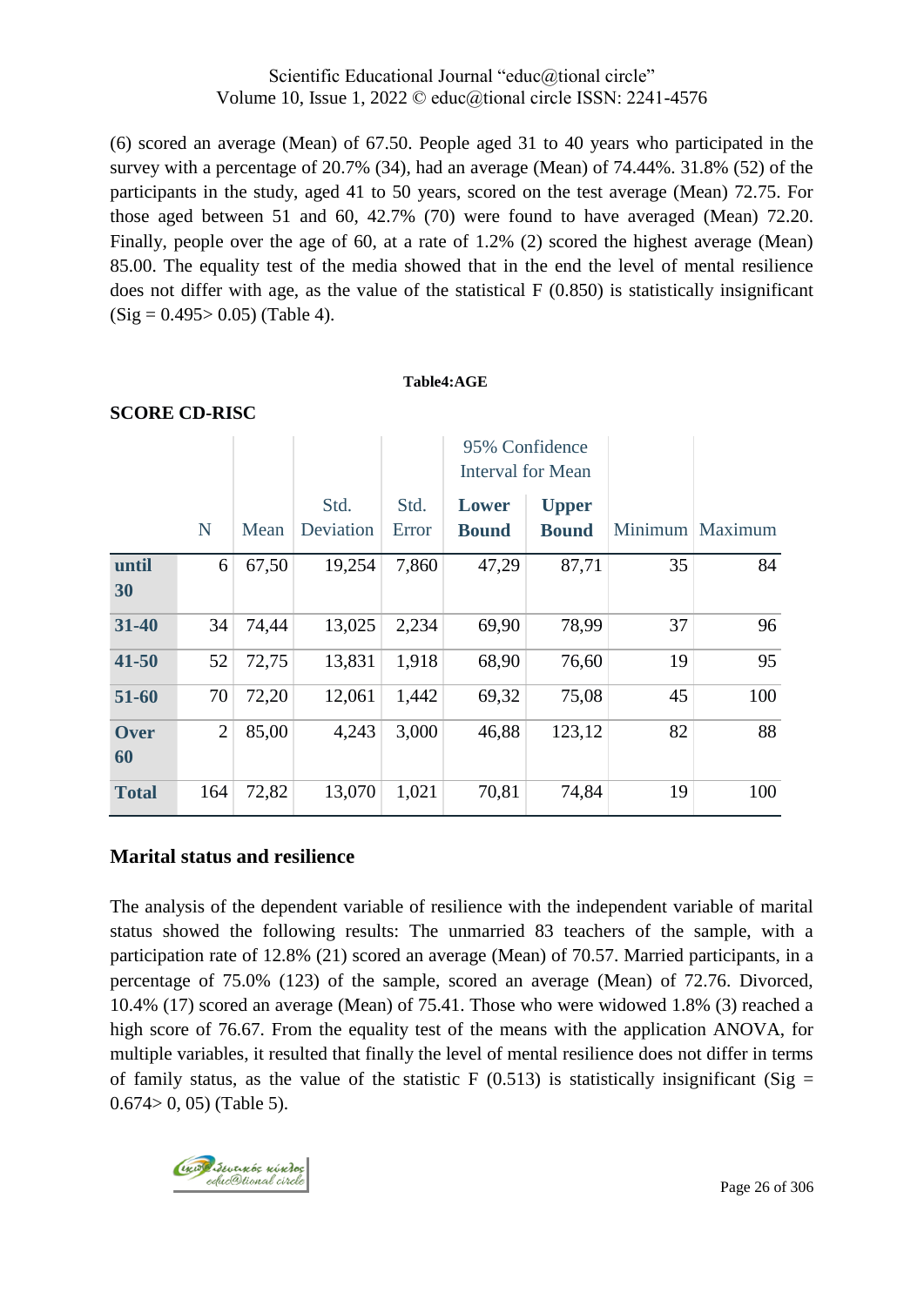(6) scored an average (Mean) of 67.50. People aged 31 to 40 years who participated in the survey with a percentage of 20.7% (34), had an average (Mean) of 74.44%. 31.8% (52) of the participants in the study, aged 41 to 50 years, scored on the test average (Mean) 72.75. For those aged between 51 and 60, 42.7% (70) were found to have averaged (Mean) 72.20. Finally, people over the age of 60, at a rate of 1.2% (2) scored the highest average (Mean) 85.00. The equality test of the media showed that in the end the level of mental resilience does not differ with age, as the value of the statistical F (0.850) is statistically insignificant (Sig = 0.495> 0.05) (Table 4).

**Table4:AGE**

**SCORE CD-RISC**

| | N | Mean | Std. Deviation | Std. Error | 95% Confidence Interval for Mean | | Minimum | Maximum |
|---|---|---|---|---|---|---|---|---|
| | | | | | **Lower Bound** | **Upper Bound** | | |
| **until 30** | 6 | 67,50 | 19,254 | 7,860 | 47,29 | 87,71 | 35 | 84 |
| **31-40** | 34 | 74,44 | 13,025 | 2,234 | 69,90 | 78,99 | 37 | 96 |
| **41-50** | 52 | 72,75 | 13,831 | 1,918 | 68,90 | 76,60 | 19 | 95 |
| **51-60** | 70 | 72,20 | 12,061 | 1,442 | 69,32 | 75,08 | 45 | 100 |
| **Over 60** | 2 | 85,00 | 4,243 | 3,000 | 46,88 | 123,12 | 82 | 88 |
| **Total** | 164 | 72,82 | 13,070 | 1,021 | 70,81 | 74,84 | 19 | 100 |

## Marital status and resilience

The analysis of the dependent variable of resilience with the independent variable of marital status showed the following results: The unmarried 83 teachers of the sample, with a participation rate of 12.8% (21) scored an average (Mean) of 70.57. Married participants, in a percentage of 75.0% (123) of the sample, scored an average (Mean) of 72.76. Divorced, 10.4% (17) scored an average (Mean) of 75.41. Those who were widowed 1.8% (3) reached a high score of 76.67. From the equality test of the means with the application ANOVA, for multiple variables, it resulted that finally the level of mental resilience does not differ in terms of family status, as the value of the statistic F (0.513) is statistically insignificant (Sig = 0.674> 0, 05) (Table 5).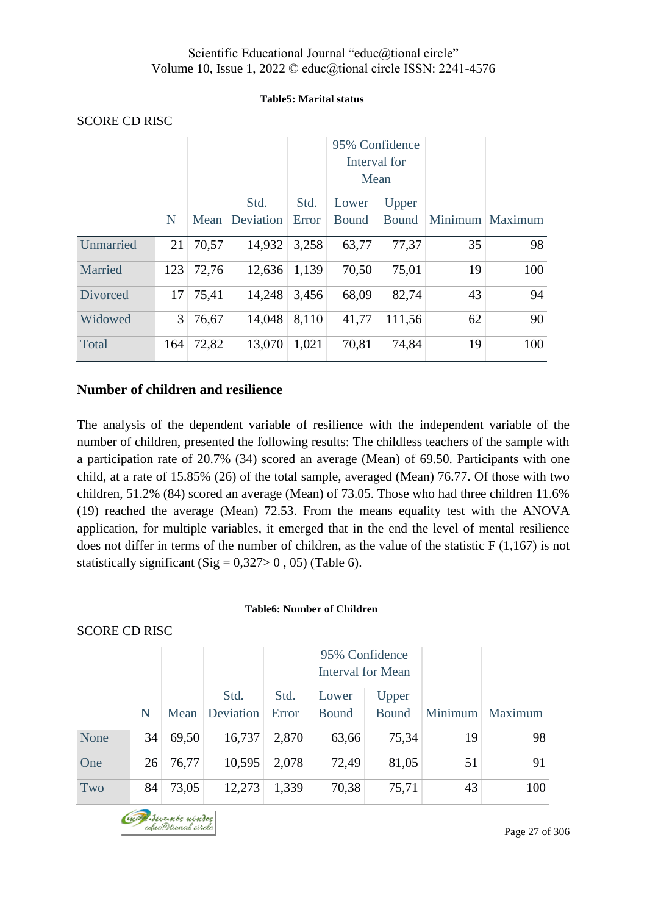**Table5: Marital status**

SCORE CD RISC

| | N | Mean | Std. Deviation | Std. Error | 95% Confidence Interval for Mean | | Minimum | Maximum |
|---|---|---|---|---|---|---|---|---|
| | | | | | Lower Bound | Upper Bound | | |
| Unmarried | 21 | 70,57 | 14,932 | 3,258 | 63,77 | 77,37 | 35 | 98 |
| Married | 123 | 72,76 | 12,636 | 1,139 | 70,50 | 75,01 | 19 | 100 |
| Divorced | 17 | 75,41 | 14,248 | 3,456 | 68,09 | 82,74 | 43 | 94 |
| Widowed | 3 | 76,67 | 14,048 | 8,110 | 41,77 | 111,56 | 62 | 90 |
| Total | 164 | 72,82 | 13,070 | 1,021 | 70,81 | 74,84 | 19 | 100 |

## Number of children and resilience

The analysis of the dependent variable of resilience with the independent variable of the number of children, presented the following results: The childless teachers of the sample with a participation rate of 20.7% (34) scored an average (Mean) of 69.50. Participants with one child, at a rate of 15.85% (26) of the total sample, averaged (Mean) 76.77. Of those with two children, 51.2% (84) scored an average (Mean) of 73.05. Those who had three children 11.6% (19) reached the average (Mean) 72.53. From the means equality test with the ANOVA application, for multiple variables, it emerged that in the end the level of mental resilience does not differ in terms of the number of children, as the value of the statistic F (1,167) is not statistically significant (Sig = 0,327> 0 , 05) (Table 6).

**Table6: Number of Children**

SCORE CD RISC

| | N | Mean | Std. Deviation | Std. Error | 95% Confidence Interval for Mean | | Minimum | Maximum |
|---|---|---|---|---|---|---|---|---|
| | | | | | Lower Bound | Upper Bound | | |
| None | 34 | 69,50 | 16,737 | 2,870 | 63,66 | 75,34 | 19 | 98 |
| One | 26 | 76,77 | 10,595 | 2,078 | 72,49 | 81,05 | 51 | 91 |
| Two | 84 | 73,05 | 12,273 | 1,339 | 70,38 | 75,71 | 43 | 100 |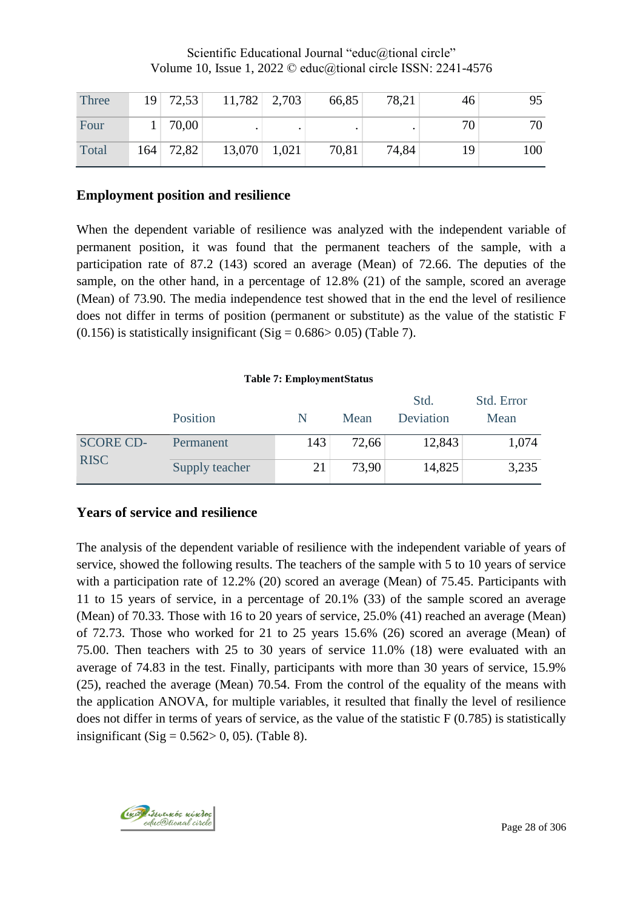| Three | 19 | 72,53 | 11,782 | 2,703 | 66,85 | 78,21 | 46 | 95 |
|---|---|---|---|---|---|---|---|---|
| Four | 1 | 70,00 | . | . | . | . | 70 | 70 |
| Total | 164 | 72,82 | 13,070 | 1,021 | 70,81 | 74,84 | 19 | 100 |

## Employment position and resilience

When the dependent variable of resilience was analyzed with the independent variable of permanent position, it was found that the permanent teachers of the sample, with a participation rate of 87.2 (143) scored an average (Mean) of 72.66. The deputies of the sample, on the other hand, in a percentage of 12.8% (21) of the sample, scored an average (Mean) of 73.90. The media independence test showed that in the end the level of resilience does not differ in terms of position (permanent or substitute) as the value of the statistic F (0.156) is statistically insignificant (Sig = 0.686> 0.05) (Table 7).

**Table 7: EmploymentStatus**

| | Position | N | Mean | Std. Deviation | Std. Error Mean |
|---|---|---|---|---|---|
| SCORE CD-RISC | Permanent | 143 | 72,66 | 12,843 | 1,074 |
| | Supply teacher | 21 | 73,90 | 14,825 | 3,235 |

## Years of service and resilience

The analysis of the dependent variable of resilience with the independent variable of years of service, showed the following results. The teachers of the sample with 5 to 10 years of service with a participation rate of 12.2% (20) scored an average (Mean) of 75.45. Participants with 11 to 15 years of service, in a percentage of 20.1% (33) of the sample scored an average (Mean) of 70.33. Those with 16 to 20 years of service, 25.0% (41) reached an average (Mean) of 72.73. Those who worked for 21 to 25 years 15.6% (26) scored an average (Mean) of 75.00. Then teachers with 25 to 30 years of service 11.0% (18) were evaluated with an average of 74.83 in the test. Finally, participants with more than 30 years of service, 15.9% (25), reached the average (Mean) 70.54. From the control of the equality of the means with the application ANOVA, for multiple variables, it resulted that finally the level of resilience does not differ in terms of years of service, as the value of the statistic F (0.785) is statistically insignificant (Sig = 0.562> 0, 05). (Table 8).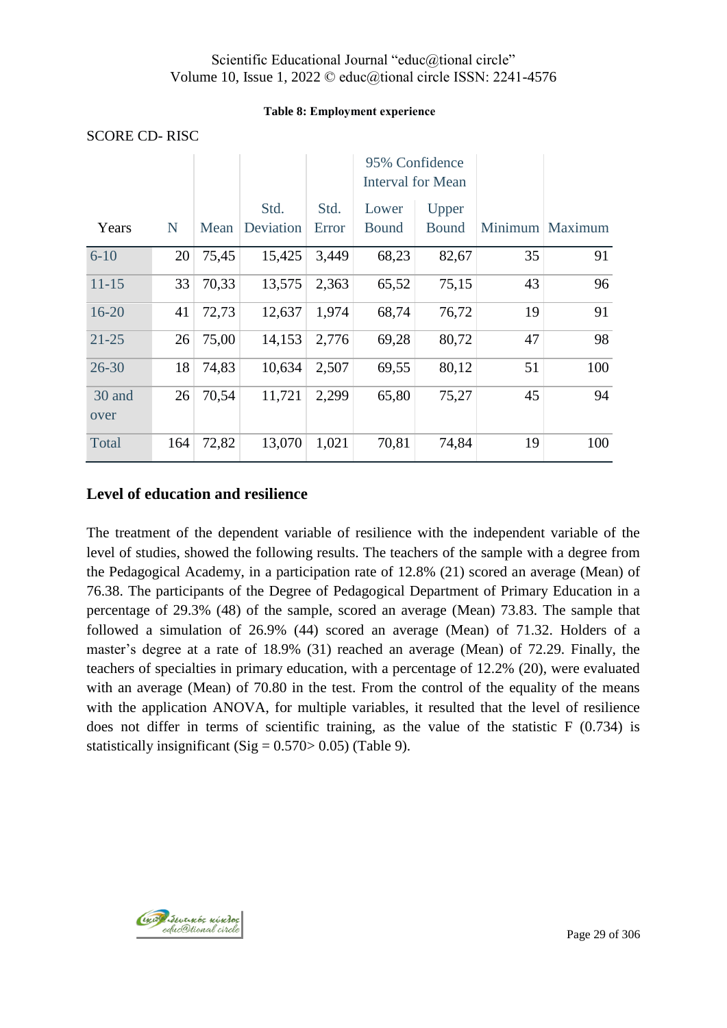**Table 8: Employment experience**

SCORE CD- RISC

| Years | N | Mean | Std. Deviation | Std. Error | 95% Confidence Interval for Mean | | Minimum | Maximum |
|---|---|---|---|---|---|---|---|---|
| | | | | | Lower Bound | Upper Bound | | |
| 6-10 | 20 | 75,45 | 15,425 | 3,449 | 68,23 | 82,67 | 35 | 91 |
| 11-15 | 33 | 70,33 | 13,575 | 2,363 | 65,52 | 75,15 | 43 | 96 |
| 16-20 | 41 | 72,73 | 12,637 | 1,974 | 68,74 | 76,72 | 19 | 91 |
| 21-25 | 26 | 75,00 | 14,153 | 2,776 | 69,28 | 80,72 | 47 | 98 |
| 26-30 | 18 | 74,83 | 10,634 | 2,507 | 69,55 | 80,12 | 51 | 100 |
| 30 and over | 26 | 70,54 | 11,721 | 2,299 | 65,80 | 75,27 | 45 | 94 |
| Total | 164 | 72,82 | 13,070 | 1,021 | 70,81 | 74,84 | 19 | 100 |

## Level of education and resilience

The treatment of the dependent variable of resilience with the independent variable of the level of studies, showed the following results. The teachers of the sample with a degree from the Pedagogical Academy, in a participation rate of 12.8% (21) scored an average (Mean) of 76.38. The participants of the Degree of Pedagogical Department of Primary Education in a percentage of 29.3% (48) of the sample, scored an average (Mean) 73.83. The sample that followed a simulation of 26.9% (44) scored an average (Mean) of 71.32. Holders of a master's degree at a rate of 18.9% (31) reached an average (Mean) of 72.29. Finally, the teachers of specialties in primary education, with a percentage of 12.2% (20), were evaluated with an average (Mean) of 70.80 in the test. From the control of the equality of the means with the application ANOVA, for multiple variables, it resulted that the level of resilience does not differ in terms of scientific training, as the value of the statistic F (0.734) is statistically insignificant ($Sig = 0.570 > 0.05$) (Table 9).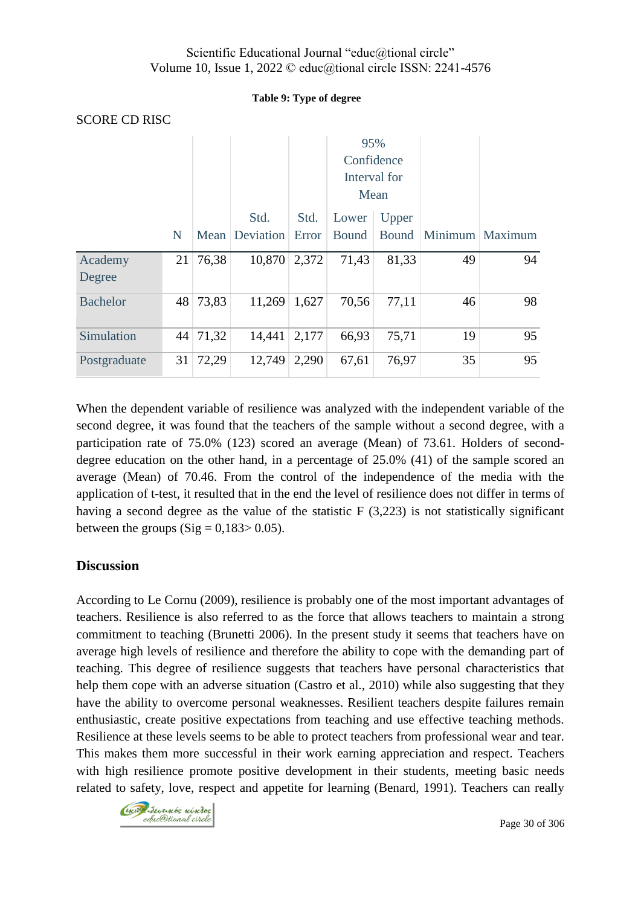**Table 9: Type of degree**

SCORE CD RISC

| | N | Mean | Std. Deviation | Std. Error | 95% Confidence Interval for Mean | | Minimum | Maximum |
|---|---|---|---|---|---|---|---|---|
| | | | | | Lower Bound | Upper Bound | | |
| Academy Degree | 21 | 76,38 | 10,870 | 2,372 | 71,43 | 81,33 | 49 | 94 |
| Bachelor | 48 | 73,83 | 11,269 | 1,627 | 70,56 | 77,11 | 46 | 98 |
| Simulation | 44 | 71,32 | 14,441 | 2,177 | 66,93 | 75,71 | 19 | 95 |
| Postgraduate | 31 | 72,29 | 12,749 | 2,290 | 67,61 | 76,97 | 35 | 95 |

When the dependent variable of resilience was analyzed with the independent variable of the second degree, it was found that the teachers of the sample without a second degree, with a participation rate of 75.0% (123) scored an average (Mean) of 73.61. Holders of second-degree education on the other hand, in a percentage of 25.0% (41) of the sample scored an average (Mean) of 70.46. From the control of the independence of the media with the application of t-test, it resulted that in the end the level of resilience does not differ in terms of having a second degree as the value of the statistic F (3,223) is not statistically significant between the groups (Sig = 0,183> 0.05).

## Discussion

According to Le Cornu (2009), resilience is probably one of the most important advantages of teachers. Resilience is also referred to as the force that allows teachers to maintain a strong commitment to teaching (Brunetti 2006). In the present study it seems that teachers have on average high levels of resilience and therefore the ability to cope with the demanding part of teaching. This degree of resilience suggests that teachers have personal characteristics that help them cope with an adverse situation (Castro et al., 2010) while also suggesting that they have the ability to overcome personal weaknesses. Resilient teachers despite failures remain enthusiastic, create positive expectations from teaching and use effective teaching methods. Resilience at these levels seems to be able to protect teachers from professional wear and tear. This makes them more successful in their work earning appreciation and respect. Teachers with high resilience promote positive development in their students, meeting basic needs related to safety, love, respect and appetite for learning (Benard, 1991). Teachers can really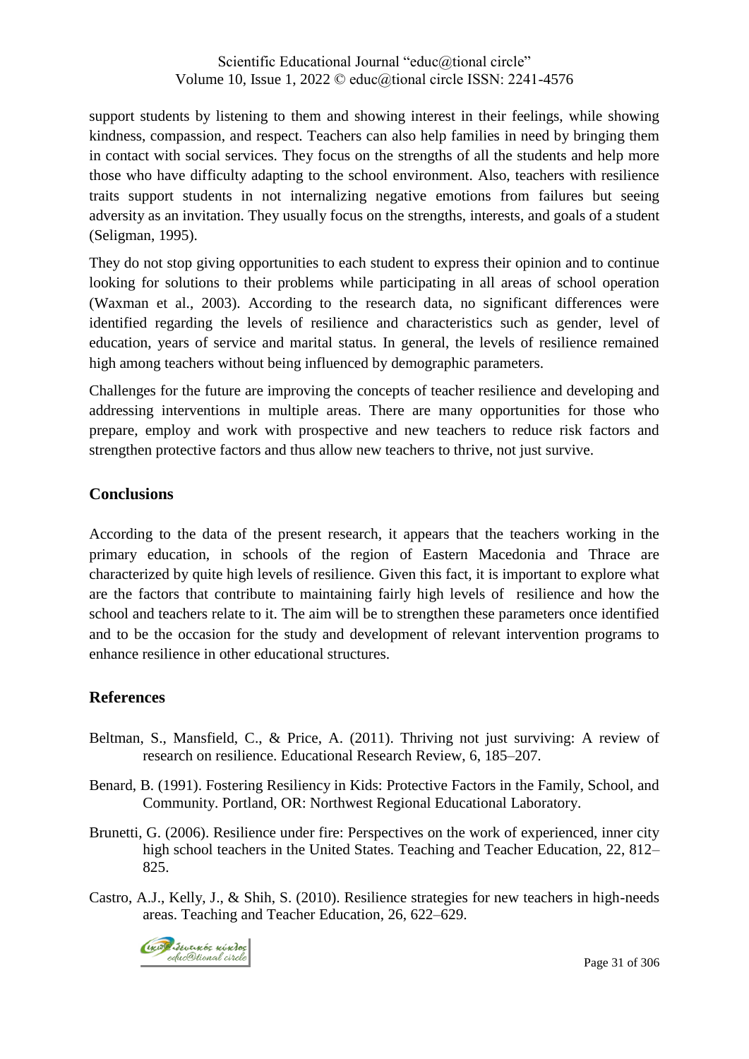support students by listening to them and showing interest in their feelings, while showing kindness, compassion, and respect. Teachers can also help families in need by bringing them in contact with social services. They focus on the strengths of all the students and help more those who have difficulty adapting to the school environment. Also, teachers with resilience traits support students in not internalizing negative emotions from failures but seeing adversity as an invitation. They usually focus on the strengths, interests, and goals of a student (Seligman, 1995).

They do not stop giving opportunities to each student to express their opinion and to continue looking for solutions to their problems while participating in all areas of school operation (Waxman et al., 2003). According to the research data, no significant differences were identified regarding the levels of resilience and characteristics such as gender, level of education, years of service and marital status. In general, the levels of resilience remained high among teachers without being influenced by demographic parameters.

Challenges for the future are improving the concepts of teacher resilience and developing and addressing interventions in multiple areas. There are many opportunities for those who prepare, employ and work with prospective and new teachers to reduce risk factors and strengthen protective factors and thus allow new teachers to thrive, not just survive.

## Conclusions

According to the data of the present research, it appears that the teachers working in the primary education, in schools of the region of Eastern Macedonia and Thrace are characterized by quite high levels of resilience. Given this fact, it is important to explore what are the factors that contribute to maintaining fairly high levels of resilience and how the school and teachers relate to it. The aim will be to strengthen these parameters once identified and to be the occasion for the study and development of relevant intervention programs to enhance resilience in other educational structures.

## References

Beltman, S., Mansfield, C., & Price, A. (2011). Thriving not just surviving: A review of research on resilience. Educational Research Review, 6, 185–207.

Benard, B. (1991). Fostering Resiliency in Kids: Protective Factors in the Family, School, and Community. Portland, OR: Northwest Regional Educational Laboratory.

Brunetti, G. (2006). Resilience under fire: Perspectives on the work of experienced, inner city high school teachers in the United States. Teaching and Teacher Education, 22, 812–825.

Castro, A.J., Kelly, J., & Shih, S. (2010). Resilience strategies for new teachers in high-needs areas. Teaching and Teacher Education, 26, 622–629.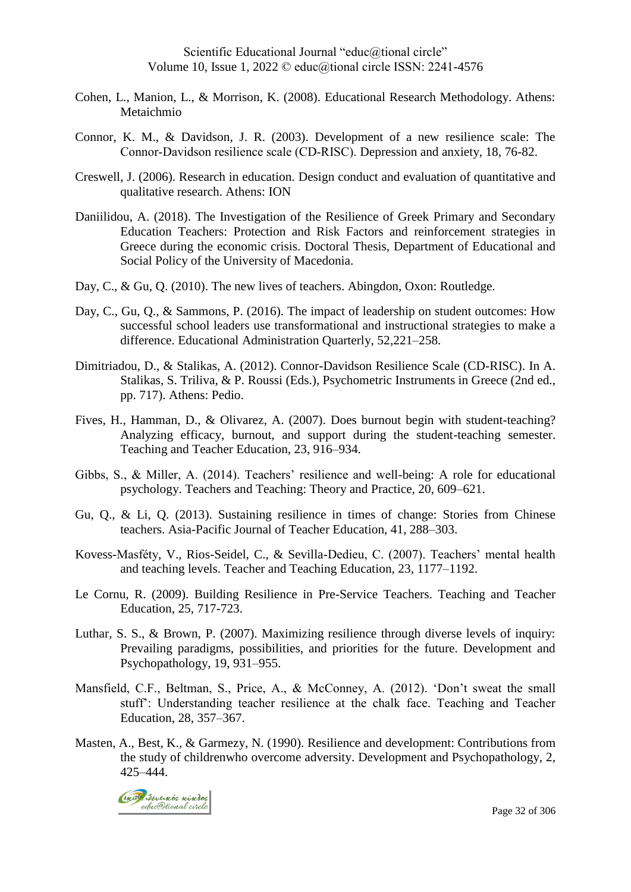Cohen, L., Manion, L., & Morrison, K. (2008). Educational Research Methodology. Athens: Metaichmio

Connor, K. M., & Davidson, J. R. (2003). Development of a new resilience scale: The Connor-Davidson resilience scale (CD-RISC). Depression and anxiety, 18, 76-82.

Creswell, J. (2006). Research in education. Design conduct and evaluation of quantitative and qualitative research. Athens: ION

Daniilidou, A. (2018). The Investigation of the Resilience of Greek Primary and Secondary Education Teachers: Protection and Risk Factors and reinforcement strategies in Greece during the economic crisis. Doctoral Thesis, Department of Educational and Social Policy of the University of Macedonia.

Day, C., & Gu, Q. (2010). The new lives of teachers. Abingdon, Oxon: Routledge.

Day, C., Gu, Q., & Sammons, P. (2016). The impact of leadership on student outcomes: How successful school leaders use transformational and instructional strategies to make a difference. Educational Administration Quarterly, 52,221–258.

Dimitriadou, D., & Stalikas, A. (2012). Connor-Davidson Resilience Scale (CD-RISC). In A. Stalikas, S. Triliva, & P. Roussi (Eds.), Psychometric Instruments in Greece (2nd ed., pp. 717). Athens: Pedio.

Fives, H., Hamman, D., & Olivarez, A. (2007). Does burnout begin with student-teaching? Analyzing efficacy, burnout, and support during the student-teaching semester. Teaching and Teacher Education, 23, 916–934.

Gibbs, S., & Miller, A. (2014). Teachers' resilience and well-being: A role for educational psychology. Teachers and Teaching: Theory and Practice, 20, 609–621.

Gu, Q., & Li, Q. (2013). Sustaining resilience in times of change: Stories from Chinese teachers. Asia-Pacific Journal of Teacher Education, 41, 288–303.

Kovess-Masféty, V., Rios-Seidel, C., & Sevilla-Dedieu, C. (2007). Teachers' mental health and teaching levels. Teacher and Teaching Education, 23, 1177–1192.

Le Cornu, R. (2009). Building Resilience in Pre-Service Teachers. Teaching and Teacher Education, 25, 717-723.

Luthar, S. S., & Brown, P. (2007). Maximizing resilience through diverse levels of inquiry: Prevailing paradigms, possibilities, and priorities for the future. Development and Psychopathology, 19, 931–955.

Mansfield, C.F., Beltman, S., Price, A., & McConney, A. (2012). 'Don't sweat the small stuff': Understanding teacher resilience at the chalk face. Teaching and Teacher Education, 28, 357–367.

Masten, A., Best, K., & Garmezy, N. (1990). Resilience and development: Contributions from the study of childrenwho overcome adversity. Development and Psychopathology, 2, 425–444.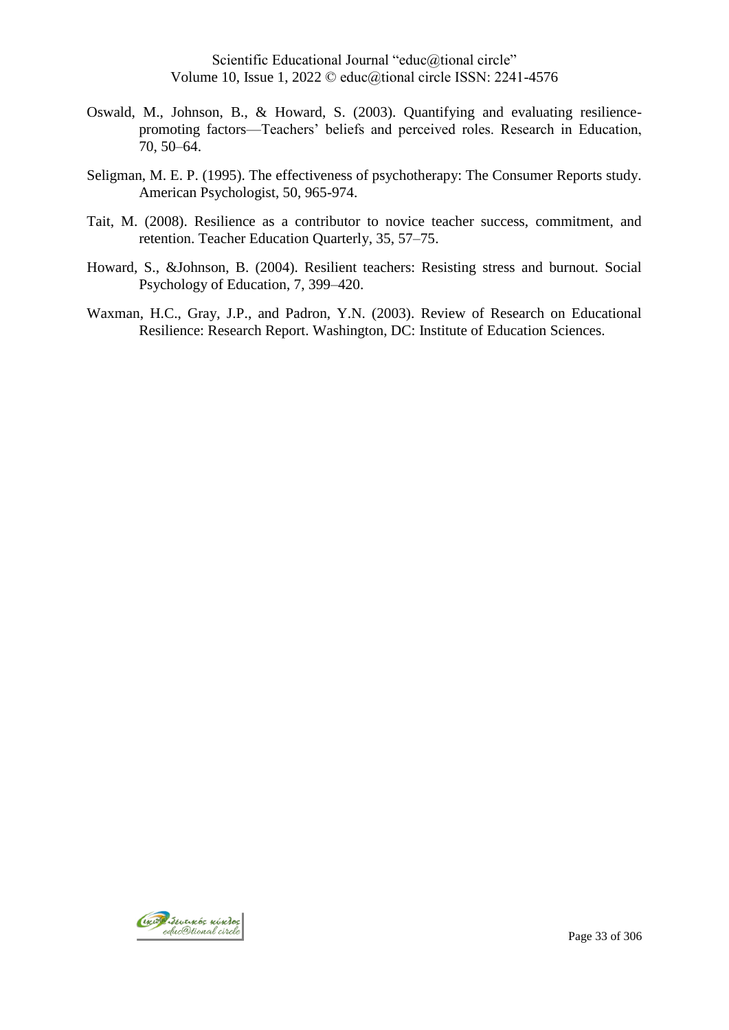Oswald, M., Johnson, B., & Howard, S. (2003). Quantifying and evaluating resilience-promoting factors—Teachers' beliefs and perceived roles. Research in Education, 70, 50–64.

Seligman, M. E. P. (1995). The effectiveness of psychotherapy: The Consumer Reports study. American Psychologist, 50, 965-974.

Tait, M. (2008). Resilience as a contributor to novice teacher success, commitment, and retention. Teacher Education Quarterly, 35, 57–75.

Howard, S., &Johnson, B. (2004). Resilient teachers: Resisting stress and burnout. Social Psychology of Education, 7, 399–420.

Waxman, H.C., Gray, J.P., and Padron, Y.N. (2003). Review of Research on Educational Resilience: Research Report. Washington, DC: Institute of Education Sciences.